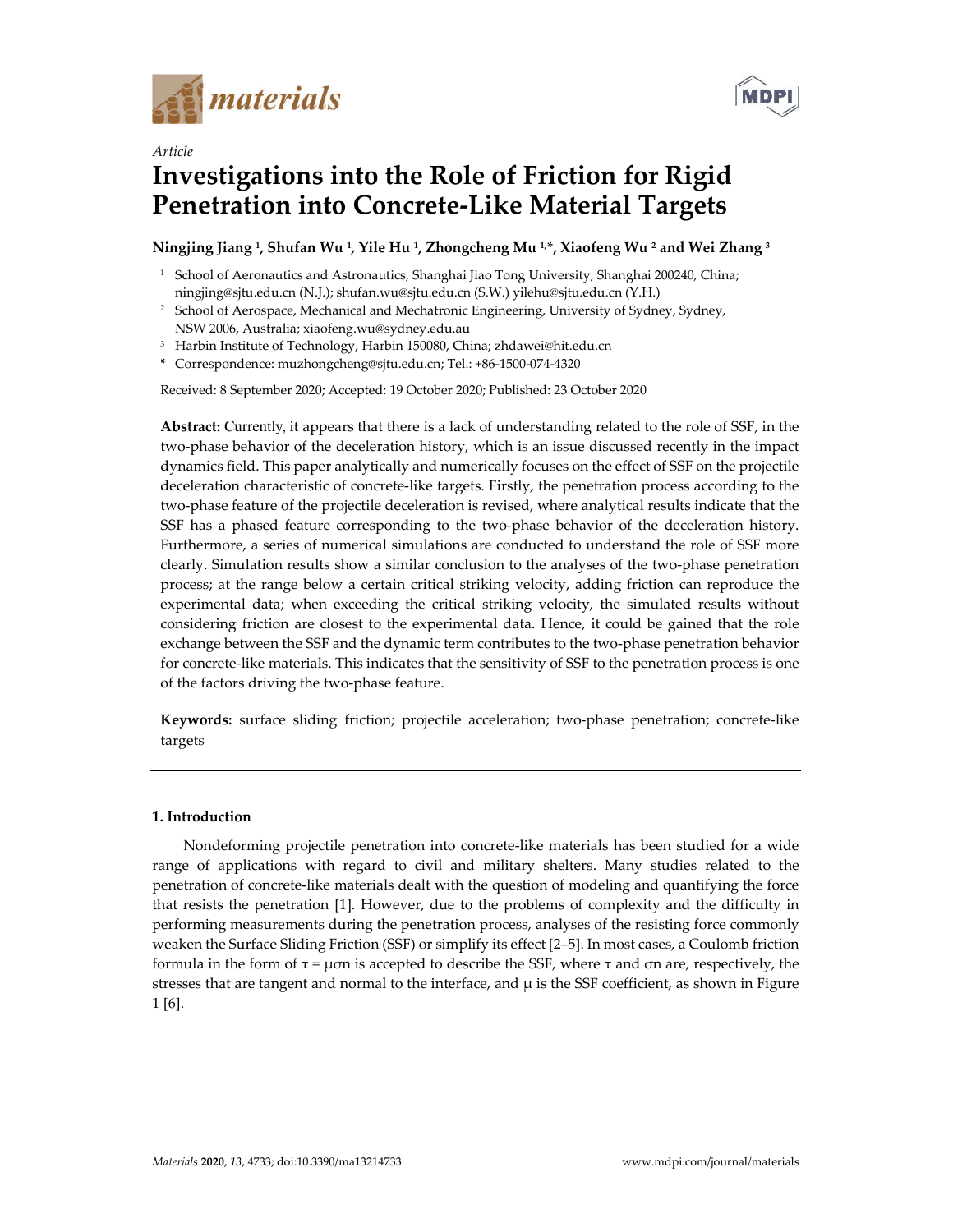*Article*

# Investigations into the Role of Friction for Rigid Penetration into Concrete-Like Material Targets

**Ningjing Jiang [1], Shufan Wu [1], Yile Hu [1], Zhongcheng Mu [1,*], Xiaofeng Wu [2] and Wei Zhang [3]**

[1] School of Aeronautics and Astronautics, Shanghai Jiao Tong University, Shanghai 200240, China; ningjing@sjtu.edu.cn (N.J.); shufan.wu@sjtu.edu.cn (S.W.) yilehu@sjtu.edu.cn (Y.H.)

[2] School of Aerospace, Mechanical and Mechatronic Engineering, University of Sydney, Sydney, NSW 2006, Australia; xiaofeng.wu@sydney.edu.au

[3] Harbin Institute of Technology, Harbin 150080, China; zhdawei@hit.edu.cn

* Correspondence: muzhongcheng@sjtu.edu.cn; Tel.: +86-1500-074-4320

Received: 8 September 2020; Accepted: 19 October 2020; Published: 23 October 2020

**Abstract:** Currently, it appears that there is a lack of understanding related to the role of SSF, in the two-phase behavior of the deceleration history, which is an issue discussed recently in the impact dynamics field. This paper analytically and numerically focuses on the effect of SSF on the projectile deceleration characteristic of concrete-like targets. Firstly, the penetration process according to the two-phase feature of the projectile deceleration is revised, where analytical results indicate that the SSF has a phased feature corresponding to the two-phase behavior of the deceleration history. Furthermore, a series of numerical simulations are conducted to understand the role of SSF more clearly. Simulation results show a similar conclusion to the analyses of the two-phase penetration process; at the range below a certain critical striking velocity, adding friction can reproduce the experimental data; when exceeding the critical striking velocity, the simulated results without considering friction are closest to the experimental data. Hence, it could be gained that the role exchange between the SSF and the dynamic term contributes to the two-phase penetration behavior for concrete-like materials. This indicates that the sensitivity of SSF to the penetration process is one of the factors driving the two-phase feature.

**Keywords:** surface sliding friction; projectile acceleration; two-phase penetration; concrete-like targets

## 1. Introduction

Nondeforming projectile penetration into concrete-like materials has been studied for a wide range of applications with regard to civil and military shelters. Many studies related to the penetration of concrete-like materials dealt with the question of modeling and quantifying the force that resists the penetration [1]. However, due to the problems of complexity and the difficulty in performing measurements during the penetration process, analyses of the resisting force commonly weaken the Surface Sliding Friction (SSF) or simplify its effect [2–5]. In most cases, a Coulomb friction formula in the form of $\tau = \mu\sigma_n$ is accepted to describe the SSF, where $\tau$ and $\sigma_n$ are, respectively, the stresses that are tangent and normal to the interface, and $\mu$ is the SSF coefficient, as shown in Figure 1 [6].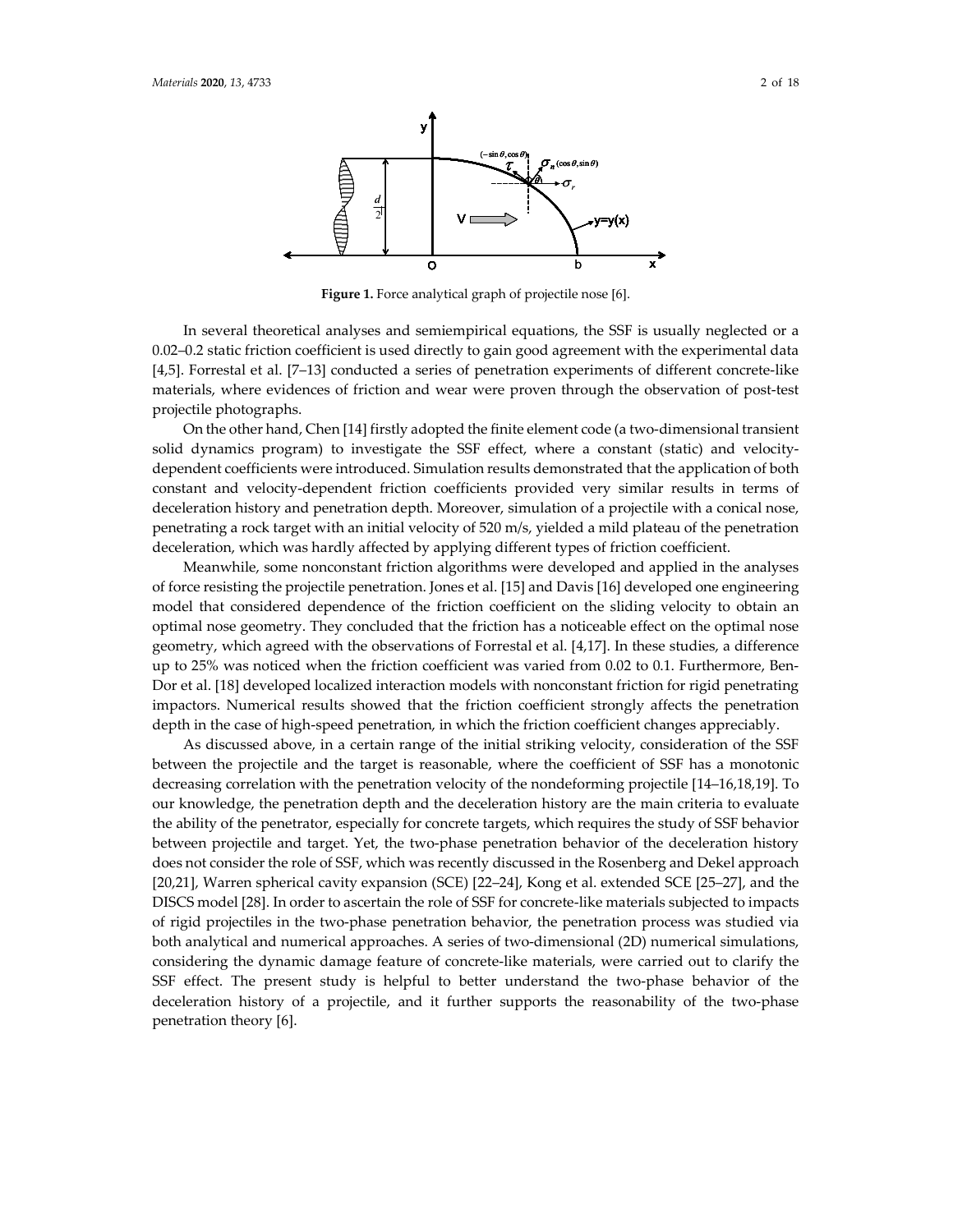**Figure 1.** Force analytical graph of projectile nose [6].

In several theoretical analyses and semiempirical equations, the SSF is usually neglected or a 0.02–0.2 static friction coefficient is used directly to gain good agreement with the experimental data [4,5]. Forrestal et al. [7–13] conducted a series of penetration experiments of different concrete-like materials, where evidences of friction and wear were proven through the observation of post-test projectile photographs.

On the other hand, Chen [14] firstly adopted the finite element code (a two-dimensional transient solid dynamics program) to investigate the SSF effect, where a constant (static) and velocity-dependent coefficients were introduced. Simulation results demonstrated that the application of both constant and velocity-dependent friction coefficients provided very similar results in terms of deceleration history and penetration depth. Moreover, simulation of a projectile with a conical nose, penetrating a rock target with an initial velocity of 520 m/s, yielded a mild plateau of the penetration deceleration, which was hardly affected by applying different types of friction coefficient.

Meanwhile, some nonconstant friction algorithms were developed and applied in the analyses of force resisting the projectile penetration. Jones et al. [15] and Davis [16] developed one engineering model that considered dependence of the friction coefficient on the sliding velocity to obtain an optimal nose geometry. They concluded that the friction has a noticeable effect on the optimal nose geometry, which agreed with the observations of Forrestal et al. [4,17]. In these studies, a difference up to 25% was noticed when the friction coefficient was varied from 0.02 to 0.1. Furthermore, Ben-Dor et al. [18] developed localized interaction models with nonconstant friction for rigid penetrating impactors. Numerical results showed that the friction coefficient strongly affects the penetration depth in the case of high-speed penetration, in which the friction coefficient changes appreciably.

As discussed above, in a certain range of the initial striking velocity, consideration of the SSF between the projectile and the target is reasonable, where the coefficient of SSF has a monotonic decreasing correlation with the penetration velocity of the nondeforming projectile [14–16,18,19]. To our knowledge, the penetration depth and the deceleration history are the main criteria to evaluate the ability of the penetrator, especially for concrete targets, which requires the study of SSF behavior between projectile and target. Yet, the two-phase penetration behavior of the deceleration history does not consider the role of SSF, which was recently discussed in the Rosenberg and Dekel approach [20,21], Warren spherical cavity expansion (SCE) [22–24], Kong et al. extended SCE [25–27], and the DISCS model [28]. In order to ascertain the role of SSF for concrete-like materials subjected to impacts of rigid projectiles in the two-phase penetration behavior, the penetration process was studied via both analytical and numerical approaches. A series of two-dimensional (2D) numerical simulations, considering the dynamic damage feature of concrete-like materials, were carried out to clarify the SSF effect. The present study is helpful to better understand the two-phase behavior of the deceleration history of a projectile, and it further supports the reasonability of the two-phase penetration theory [6].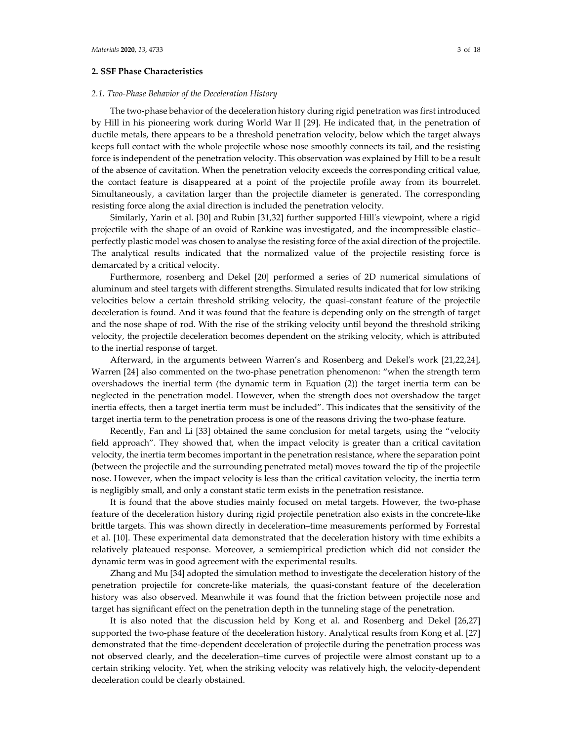## 2. SSF Phase Characteristics

### 2.1. Two-Phase Behavior of the Deceleration History

The two-phase behavior of the deceleration history during rigid penetration was first introduced by Hill in his pioneering work during World War II [29]. He indicated that, in the penetration of ductile metals, there appears to be a threshold penetration velocity, below which the target always keeps full contact with the whole projectile whose nose smoothly connects its tail, and the resisting force is independent of the penetration velocity. This observation was explained by Hill to be a result of the absence of cavitation. When the penetration velocity exceeds the corresponding critical value, the contact feature is disappeared at a point of the projectile profile away from its bourrelet. Simultaneously, a cavitation larger than the projectile diameter is generated. The corresponding resisting force along the axial direction is included the penetration velocity.

Similarly, Yarin et al. [30] and Rubin [31,32] further supported Hill's viewpoint, where a rigid projectile with the shape of an ovoid of Rankine was investigated, and the incompressible elastic–perfectly plastic model was chosen to analyse the resisting force of the axial direction of the projectile. The analytical results indicated that the normalized value of the projectile resisting force is demarcated by a critical velocity.

Furthermore, rosenberg and Dekel [20] performed a series of 2D numerical simulations of aluminum and steel targets with different strengths. Simulated results indicated that for low striking velocities below a certain threshold striking velocity, the quasi-constant feature of the projectile deceleration is found. And it was found that the feature is depending only on the strength of target and the nose shape of rod. With the rise of the striking velocity until beyond the threshold striking velocity, the projectile deceleration becomes dependent on the striking velocity, which is attributed to the inertial response of target.

Afterward, in the arguments between Warren's and Rosenberg and Dekel's work [21,22,24], Warren [24] also commented on the two-phase penetration phenomenon: "when the strength term overshadows the inertial term (the dynamic term in Equation (2)) the target inertia term can be neglected in the penetration model. However, when the strength does not overshadow the target inertia effects, then a target inertia term must be included". This indicates that the sensitivity of the target inertia term to the penetration process is one of the reasons driving the two-phase feature.

Recently, Fan and Li [33] obtained the same conclusion for metal targets, using the "velocity field approach". They showed that, when the impact velocity is greater than a critical cavitation velocity, the inertia term becomes important in the penetration resistance, where the separation point (between the projectile and the surrounding penetrated metal) moves toward the tip of the projectile nose. However, when the impact velocity is less than the critical cavitation velocity, the inertia term is negligibly small, and only a constant static term exists in the penetration resistance.

It is found that the above studies mainly focused on metal targets. However, the two-phase feature of the deceleration history during rigid projectile penetration also exists in the concrete-like brittle targets. This was shown directly in deceleration–time measurements performed by Forrestal et al. [10]. These experimental data demonstrated that the deceleration history with time exhibits a relatively plateaued response. Moreover, a semiempirical prediction which did not consider the dynamic term was in good agreement with the experimental results.

Zhang and Mu [34] adopted the simulation method to investigate the deceleration history of the penetration projectile for concrete-like materials, the quasi-constant feature of the deceleration history was also observed. Meanwhile it was found that the friction between projectile nose and target has significant effect on the penetration depth in the tunneling stage of the penetration.

It is also noted that the discussion held by Kong et al. and Rosenberg and Dekel [26,27] supported the two-phase feature of the deceleration history. Analytical results from Kong et al. [27] demonstrated that the time-dependent deceleration of projectile during the penetration process was not observed clearly, and the deceleration–time curves of projectile were almost constant up to a certain striking velocity. Yet, when the striking velocity was relatively high, the velocity-dependent deceleration could be clearly obstained.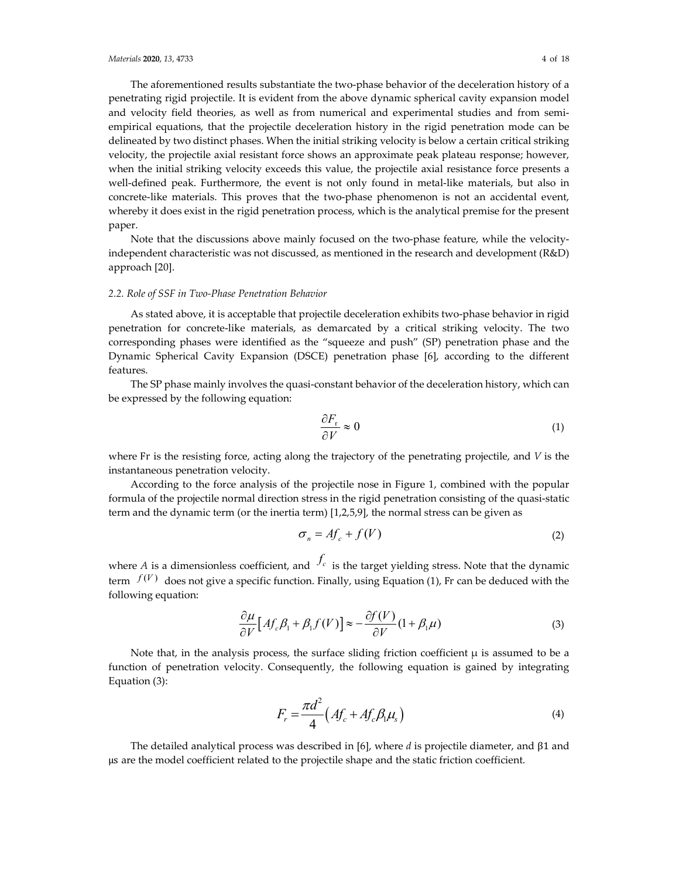The aforementioned results substantiate the two-phase behavior of the deceleration history of a penetrating rigid projectile. It is evident from the above dynamic spherical cavity expansion model and velocity field theories, as well as from numerical and experimental studies and from semi-empirical equations, that the projectile deceleration history in the rigid penetration mode can be delineated by two distinct phases. When the initial striking velocity is below a certain critical striking velocity, the projectile axial resistant force shows an approximate peak plateau response; however, when the initial striking velocity exceeds this value, the projectile axial resistance force presents a well-defined peak. Furthermore, the event is not only found in metal-like materials, but also in concrete-like materials. This proves that the two-phase phenomenon is not an accidental event, whereby it does exist in the rigid penetration process, which is the analytical premise for the present paper.

Note that the discussions above mainly focused on the two-phase feature, while the velocity-independent characteristic was not discussed, as mentioned in the research and development (R&D) approach [20].

### 2.2. Role of SSF in Two-Phase Penetration Behavior

As stated above, it is acceptable that projectile deceleration exhibits two-phase behavior in rigid penetration for concrete-like materials, as demarcated by a critical striking velocity. The two corresponding phases were identified as the "squeeze and push" (SP) penetration phase and the Dynamic Spherical Cavity Expansion (DSCE) penetration phase [6], according to the different features.

The SP phase mainly involves the quasi-constant behavior of the deceleration history, which can be expressed by the following equation:

$$\frac{\partial F_r}{\partial V} \approx 0 \tag{1}$$

where Fr is the resisting force, acting along the trajectory of the penetrating projectile, and $V$ is the instantaneous penetration velocity.

According to the force analysis of the projectile nose in Figure 1, combined with the popular formula of the projectile normal direction stress in the rigid penetration consisting of the quasi-static term and the dynamic term (or the inertia term) [1,2,5,9], the normal stress can be given as

$$\sigma_n = Af_c + f(V) \tag{2}$$

where $A$ is a dimensionless coefficient, and $f_c$ is the target yielding stress. Note that the dynamic term $f(V)$ does not give a specific function. Finally, using Equation (1), Fr can be deduced with the following equation:

$$\frac{\partial \mu}{\partial V}\left[Af_c\beta_1 + \beta_1 f(V)\right] \approx -\frac{\partial f(V)}{\partial V}(1+\beta_1\mu) \tag{3}$$

Note that, in the analysis process, the surface sliding friction coefficient μ is assumed to be a function of penetration velocity. Consequently, the following equation is gained by integrating Equation (3):

$$F_r = \frac{\pi d^2}{4}\left(Af_c + Af_c\beta_1\mu_s\right) \tag{4}$$

The detailed analytical process was described in [6], where $d$ is projectile diameter, and β1 and μs are the model coefficient related to the projectile shape and the static friction coefficient.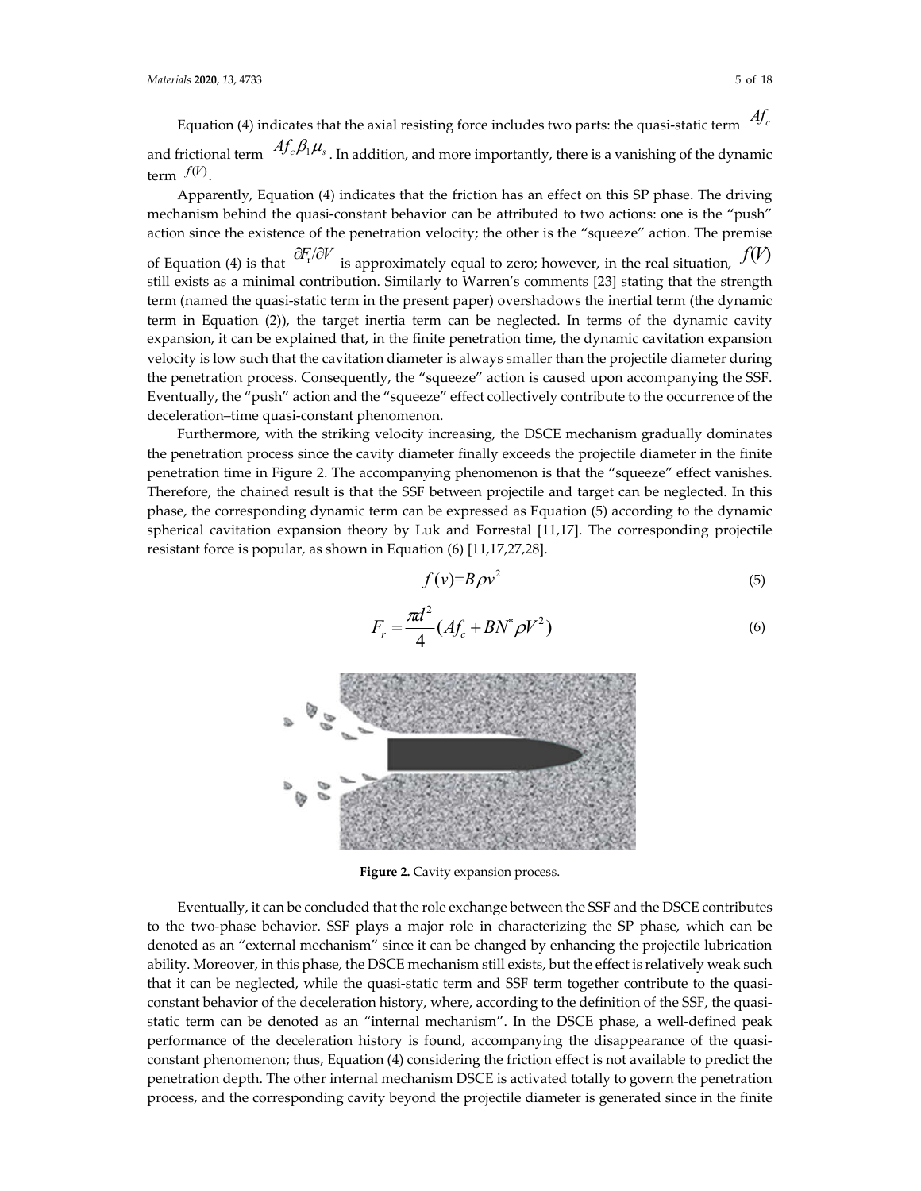Equation (4) indicates that the axial resisting force includes two parts: the quasi-static term $Af_c$ and frictional term $Af_c\beta_1\mu_s$. In addition, and more importantly, there is a vanishing of the dynamic term $f(V)$.

Apparently, Equation (4) indicates that the friction has an effect on this SP phase. The driving mechanism behind the quasi-constant behavior can be attributed to two actions: one is the "push" action since the existence of the penetration velocity; the other is the "squeeze" action. The premise of Equation (4) is that $\partial F_r/\partial V$ is approximately equal to zero; however, in the real situation, $f(V)$ still exists as a minimal contribution. Similarly to Warren's comments [23] stating that the strength term (named the quasi-static term in the present paper) overshadows the inertial term (the dynamic term in Equation (2)), the target inertia term can be neglected. In terms of the dynamic cavity expansion, it can be explained that, in the finite penetration time, the dynamic cavitation expansion velocity is low such that the cavitation diameter is always smaller than the projectile diameter during the penetration process. Consequently, the "squeeze" action is caused upon accompanying the SSF. Eventually, the "push" action and the "squeeze" effect collectively contribute to the occurrence of the deceleration–time quasi-constant phenomenon.

Furthermore, with the striking velocity increasing, the DSCE mechanism gradually dominates the penetration process since the cavity diameter finally exceeds the projectile diameter in the finite penetration time in Figure 2. The accompanying phenomenon is that the "squeeze" effect vanishes. Therefore, the chained result is that the SSF between projectile and target can be neglected. In this phase, the corresponding dynamic term can be expressed as Equation (5) according to the dynamic spherical cavitation expansion theory by Luk and Forrestal [11,17]. The corresponding projectile resistant force is popular, as shown in Equation (6) [11,17,27,28].

$$f(v)=B\rho v^2 \tag{5}$$

$$F_r=\frac{\pi d^2}{4}(Af_c+BN^*\rho V^2) \tag{6}$$

**Figure 2.** Cavity expansion process.

Eventually, it can be concluded that the role exchange between the SSF and the DSCE contributes to the two-phase behavior. SSF plays a major role in characterizing the SP phase, which can be denoted as an "external mechanism" since it can be changed by enhancing the projectile lubrication ability. Moreover, in this phase, the DSCE mechanism still exists, but the effect is relatively weak such that it can be neglected, while the quasi-static term and SSF term together contribute to the quasi-constant behavior of the deceleration history, where, according to the definition of the SSF, the quasi-static term can be denoted as an "internal mechanism". In the DSCE phase, a well-defined peak performance of the deceleration history is found, accompanying the disappearance of the quasi-constant phenomenon; thus, Equation (4) considering the friction effect is not available to predict the penetration depth. The other internal mechanism DSCE is activated totally to govern the penetration process, and the corresponding cavity beyond the projectile diameter is generated since in the finite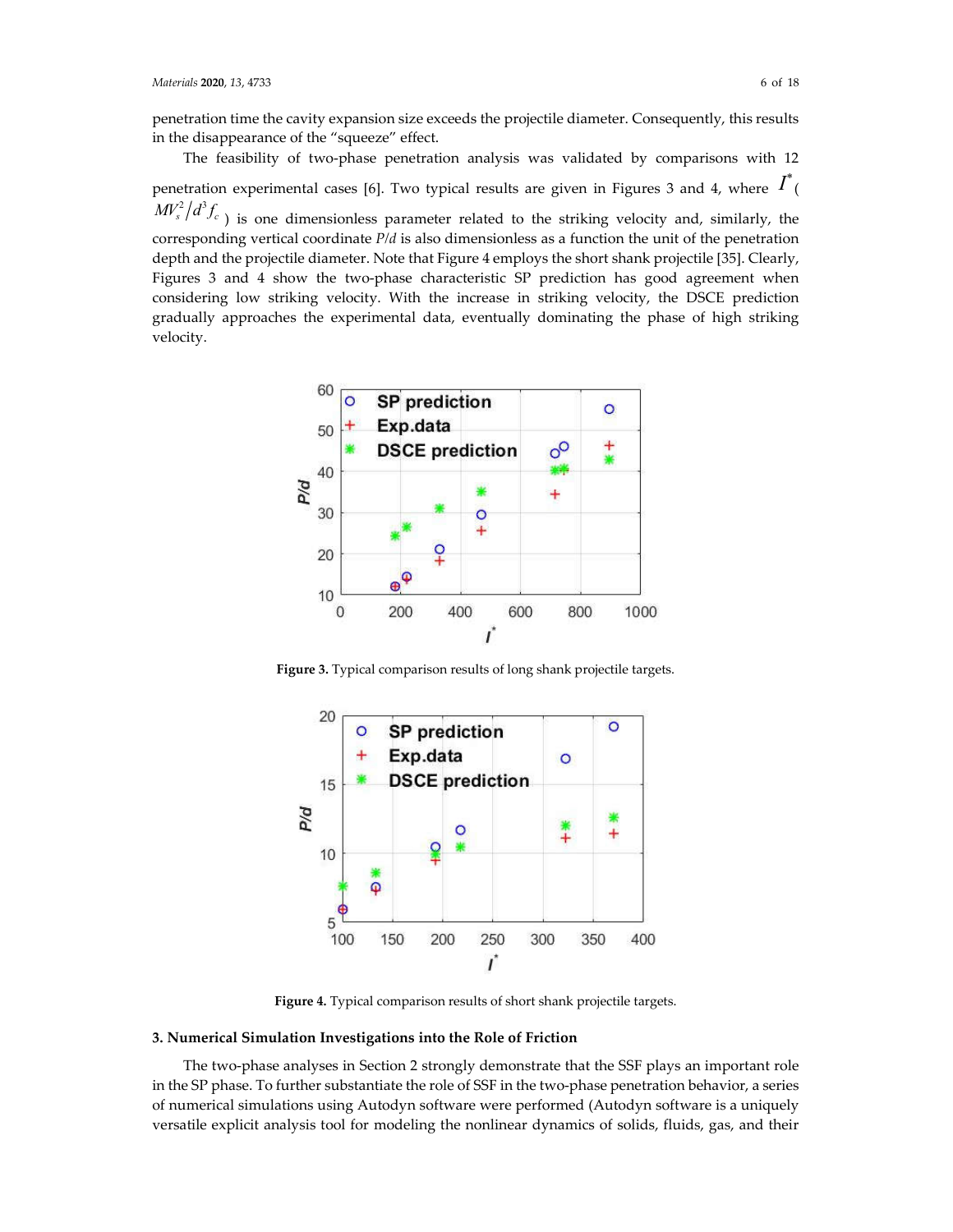penetration time the cavity expansion size exceeds the projectile diameter. Consequently, this results in the disappearance of the "squeeze" effect.

The feasibility of two-phase penetration analysis was validated by comparisons with 12 penetration experimental cases [6]. Two typical results are given in Figures 3 and 4, where $I^*$ ($MV_s^2/d^3f_c$) is one dimensionless parameter related to the striking velocity and, similarly, the corresponding vertical coordinate $P/d$ is also dimensionless as a function the unit of the penetration depth and the projectile diameter. Note that Figure 4 employs the short shank projectile [35]. Clearly, Figures 3 and 4 show the two-phase characteristic SP prediction has good agreement when considering low striking velocity. With the increase in striking velocity, the DSCE prediction gradually approaches the experimental data, eventually dominating the phase of high striking velocity.

**Figure 3.** Typical comparison results of long shank projectile targets.

**Figure 4.** Typical comparison results of short shank projectile targets.

## 3. Numerical Simulation Investigations into the Role of Friction

The two-phase analyses in Section 2 strongly demonstrate that the SSF plays an important role in the SP phase. To further substantiate the role of SSF in the two-phase penetration behavior, a series of numerical simulations using Autodyn software were performed (Autodyn software is a uniquely versatile explicit analysis tool for modeling the nonlinear dynamics of solids, fluids, gas, and their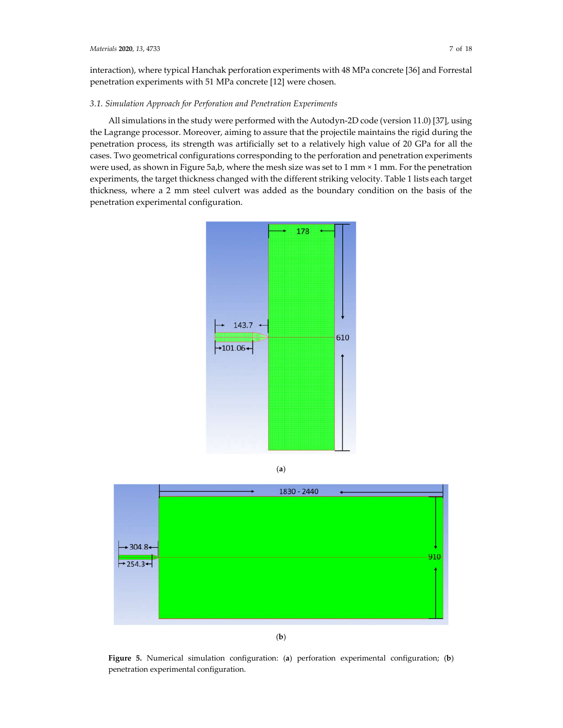interaction), where typical Hanchak perforation experiments with 48 MPa concrete [36] and Forrestal penetration experiments with 51 MPa concrete [12] were chosen.

### *3.1. Simulation Approach for Perforation and Penetration Experiments*

All simulations in the study were performed with the Autodyn-2D code (version 11.0) [37], using the Lagrange processor. Moreover, aiming to assure that the projectile maintains the rigid during the penetration process, its strength was artificially set to a relatively high value of 20 GPa for all the cases. Two geometrical configurations corresponding to the perforation and penetration experiments were used, as shown in Figure 5a,b, where the mesh size was set to 1 mm × 1 mm. For the penetration experiments, the target thickness changed with the different striking velocity. Table 1 lists each target thickness, where a 2 mm steel culvert was added as the boundary condition on the basis of the penetration experimental configuration.

(**a**)

(**b**)

**Figure 5.** Numerical simulation configuration: (**a**) perforation experimental configuration; (**b**) penetration experimental configuration.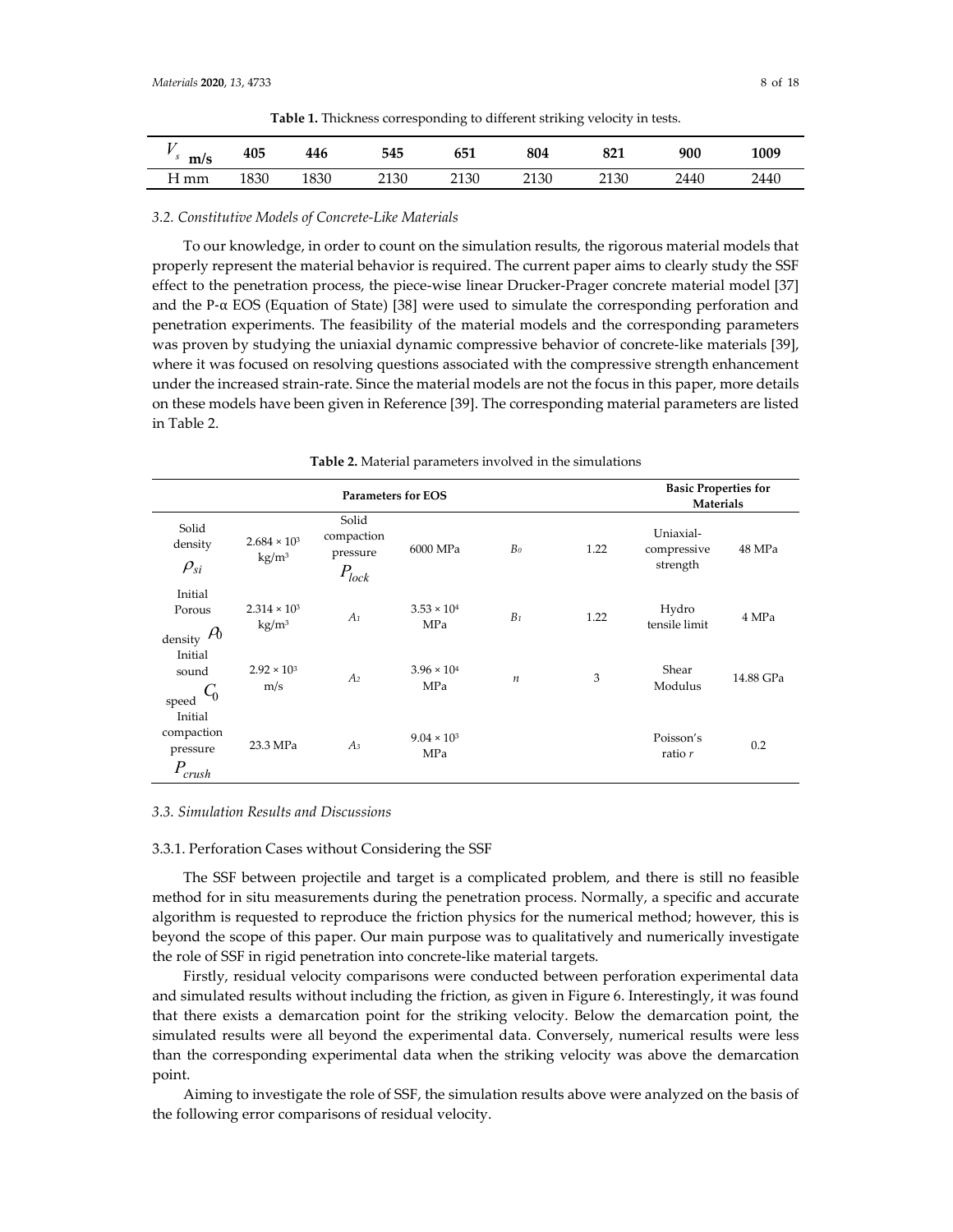**Table 1.** Thickness corresponding to different striking velocity in tests.

| $V_s$ m/s | 405 | 446 | 545 | 651 | 804 | 821 | 900 | 1009 |
|---|---|---|---|---|---|---|---|---|
| H mm | 1830 | 1830 | 2130 | 2130 | 2130 | 2130 | 2440 | 2440 |

### *3.2. Constitutive Models of Concrete-Like Materials*

To our knowledge, in order to count on the simulation results, the rigorous material models that properly represent the material behavior is required. The current paper aims to clearly study the SSF effect to the penetration process, the piece-wise linear Drucker-Prager concrete material model [37] and the P-α EOS (Equation of State) [38] were used to simulate the corresponding perforation and penetration experiments. The feasibility of the material models and the corresponding parameters was proven by studying the uniaxial dynamic compressive behavior of concrete-like materials [39], where it was focused on resolving questions associated with the compressive strength enhancement under the increased strain-rate. Since the material models are not the focus in this paper, more details on these models have been given in Reference [39]. The corresponding material parameters are listed in Table 2.

**Table 2.** Material parameters involved in the simulations

| Parameters for EOS | | | | | | Basic Properties for Materials | |
|---|---|---|---|---|---|---|---|
| Solid density $\rho_{si}$ | $2.684 \times 10^3$ kg/m³ | Solid compaction pressure $P_{lock}$ | 6000 MPa | $B_0$ | 1.22 | Uniaxial-compressive strength | 48 MPa |
| Initial Porous density $\rho_0$ | $2.314 \times 10^3$ kg/m³ | $A_1$ | $3.53 \times 10^4$ MPa | $B_1$ | 1.22 | Hydro tensile limit | 4 MPa |
| Initial sound speed $C_0$ | $2.92 \times 10^3$ m/s | $A_2$ | $3.96 \times 10^4$ MPa | $n$ | 3 | Shear Modulus | 14.88 GPa |
| Initial compaction pressure $P_{crush}$ | 23.3 MPa | $A_3$ | $9.04 \times 10^3$ MPa | | | Poisson's ratio $r$ | 0.2 |

### *3.3. Simulation Results and Discussions*

#### 3.3.1. Perforation Cases without Considering the SSF

The SSF between projectile and target is a complicated problem, and there is still no feasible method for in situ measurements during the penetration process. Normally, a specific and accurate algorithm is requested to reproduce the friction physics for the numerical method; however, this is beyond the scope of this paper. Our main purpose was to qualitatively and numerically investigate the role of SSF in rigid penetration into concrete-like material targets.

Firstly, residual velocity comparisons were conducted between perforation experimental data and simulated results without including the friction, as given in Figure 6. Interestingly, it was found that there exists a demarcation point for the striking velocity. Below the demarcation point, the simulated results were all beyond the experimental data. Conversely, numerical results were less than the corresponding experimental data when the striking velocity was above the demarcation point.

Aiming to investigate the role of SSF, the simulation results above were analyzed on the basis of the following error comparisons of residual velocity.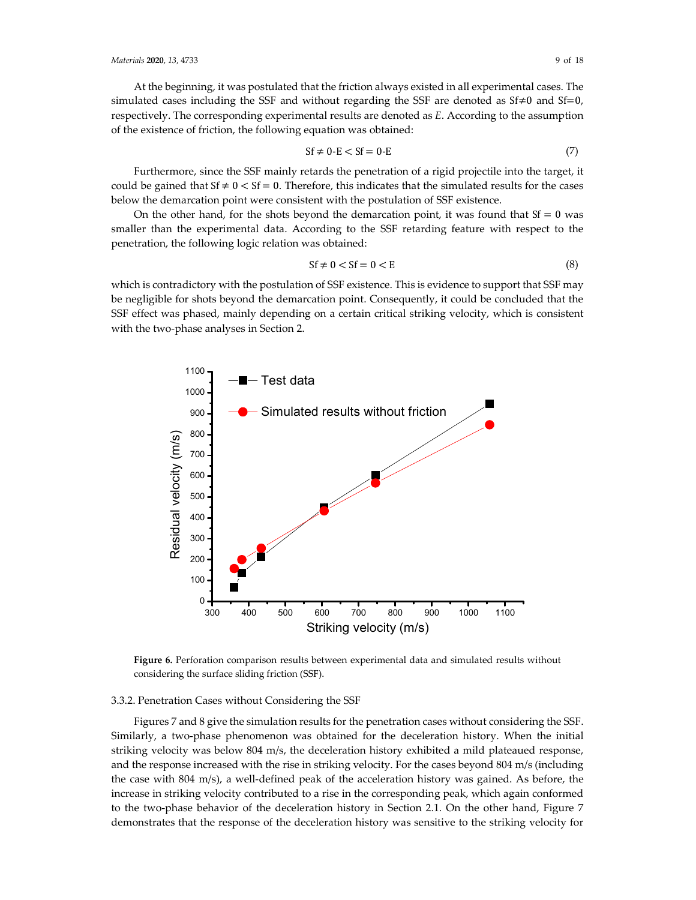At the beginning, it was postulated that the friction always existed in all experimental cases. The simulated cases including the SSF and without regarding the SSF are denoted as Sf≠0 and Sf=0, respectively. The corresponding experimental results are denoted as *E*. According to the assumption of the existence of friction, the following equation was obtained:

$$\mathrm{Sf} \neq 0\text{-E} < \mathrm{Sf} = 0\text{-E} \tag{7}$$

Furthermore, since the SSF mainly retards the penetration of a rigid projectile into the target, it could be gained that $\mathrm{Sf} \neq 0 < \mathrm{Sf} = 0$. Therefore, this indicates that the simulated results for the cases below the demarcation point were consistent with the postulation of SSF existence.

On the other hand, for the shots beyond the demarcation point, it was found that $\mathrm{Sf} = 0$ was smaller than the experimental data. According to the SSF retarding feature with respect to the penetration, the following logic relation was obtained:

$$\mathrm{Sf} \neq 0 < \mathrm{Sf} = 0 < \mathrm{E} \tag{8}$$

which is contradictory with the postulation of SSF existence. This is evidence to support that SSF may be negligible for shots beyond the demarcation point. Consequently, it could be concluded that the SSF effect was phased, mainly depending on a certain critical striking velocity, which is consistent with the two-phase analyses in Section 2.

**Figure 6.** Perforation comparison results between experimental data and simulated results without considering the surface sliding friction (SSF).

### 3.3.2. Penetration Cases without Considering the SSF

Figures 7 and 8 give the simulation results for the penetration cases without considering the SSF. Similarly, a two-phase phenomenon was obtained for the deceleration history. When the initial striking velocity was below 804 m/s, the deceleration history exhibited a mild plateaued response, and the response increased with the rise in striking velocity. For the cases beyond 804 m/s (including the case with 804 m/s), a well-defined peak of the acceleration history was gained. As before, the increase in striking velocity contributed to a rise in the corresponding peak, which again conformed to the two-phase behavior of the deceleration history in Section 2.1. On the other hand, Figure 7 demonstrates that the response of the deceleration history was sensitive to the striking velocity for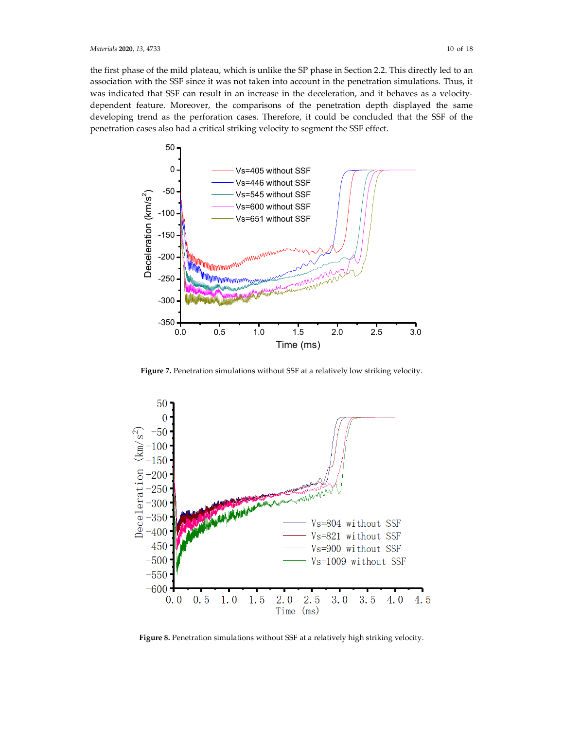the first phase of the mild plateau, which is unlike the SP phase in Section 2.2. This directly led to an association with the SSF since it was not taken into account in the penetration simulations. Thus, it was indicated that SSF can result in an increase in the deceleration, and it behaves as a velocity-dependent feature. Moreover, the comparisons of the penetration depth displayed the same developing trend as the perforation cases. Therefore, it could be concluded that the SSF of the penetration cases also had a critical striking velocity to segment the SSF effect.

**Figure 7.** Penetration simulations without SSF at a relatively low striking velocity.

**Figure 8.** Penetration simulations without SSF at a relatively high striking velocity.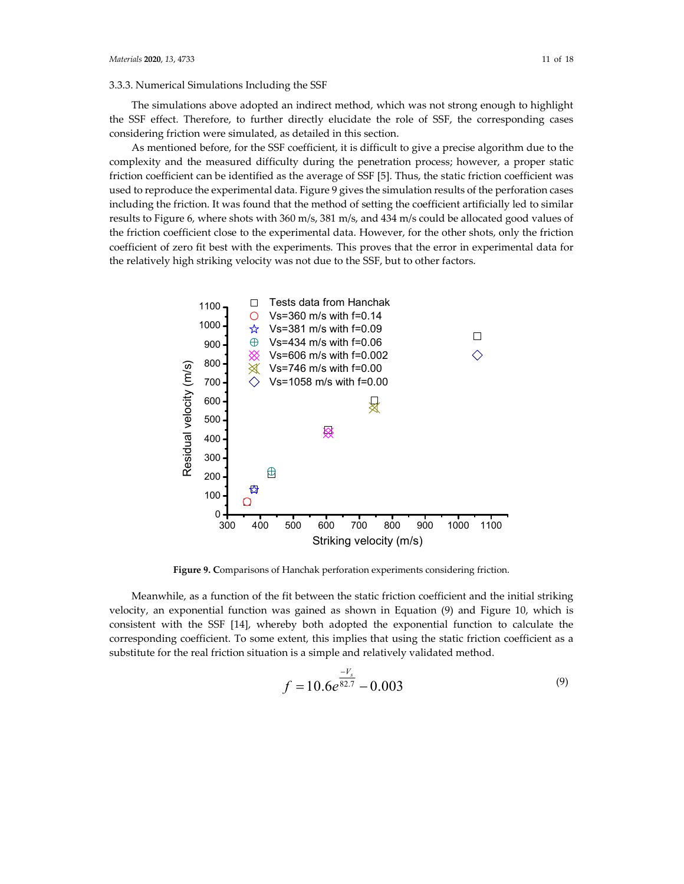### 3.3.3. Numerical Simulations Including the SSF

The simulations above adopted an indirect method, which was not strong enough to highlight the SSF effect. Therefore, to further directly elucidate the role of SSF, the corresponding cases considering friction were simulated, as detailed in this section.

As mentioned before, for the SSF coefficient, it is difficult to give a precise algorithm due to the complexity and the measured difficulty during the penetration process; however, a proper static friction coefficient can be identified as the average of SSF [5]. Thus, the static friction coefficient was used to reproduce the experimental data. Figure 9 gives the simulation results of the perforation cases including the friction. It was found that the method of setting the coefficient artificially led to similar results to Figure 6, where shots with 360 m/s, 381 m/s, and 434 m/s could be allocated good values of the friction coefficient close to the experimental data. However, for the other shots, only the friction coefficient of zero fit best with the experiments. This proves that the error in experimental data for the relatively high striking velocity was not due to the SSF, but to other factors.

**Figure 9. C**omparisons of Hanchak perforation experiments considering friction.

Meanwhile, as a function of the fit between the static friction coefficient and the initial striking velocity, an exponential function was gained as shown in Equation (9) and Figure 10, which is consistent with the SSF [14], whereby both adopted the exponential function to calculate the corresponding coefficient. To some extent, this implies that using the static friction coefficient as a substitute for the real friction situation is a simple and relatively validated method.

$$f = 10.6e^{\frac{-V_s}{82.7}} - 0.003 \tag{9}$$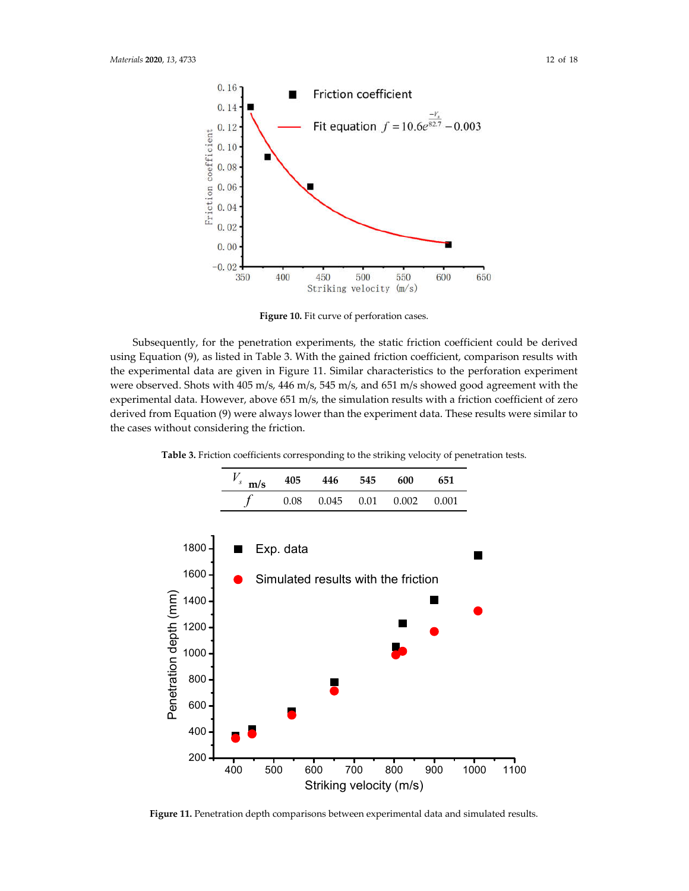**Figure 10.** Fit curve of perforation cases.

Subsequently, for the penetration experiments, the static friction coefficient could be derived using Equation (9), as listed in Table 3. With the gained friction coefficient, comparison results with the experimental data are given in Figure 11. Similar characteristics to the perforation experiment were observed. Shots with 405 m/s, 446 m/s, 545 m/s, and 651 m/s showed good agreement with the experimental data. However, above 651 m/s, the simulation results with a friction coefficient of zero derived from Equation (9) were always lower than the experiment data. These results were similar to the cases without considering the friction.

**Table 3.** Friction coefficients corresponding to the striking velocity of penetration tests.

| $V_s$ m/s | 405 | 446 | 545 | 600 | 651 |
|---|---|---|---|---|---|
| $f$ | 0.08 | 0.045 | 0.01 | 0.002 | 0.001 |

**Figure 11.** Penetration depth comparisons between experimental data and simulated results.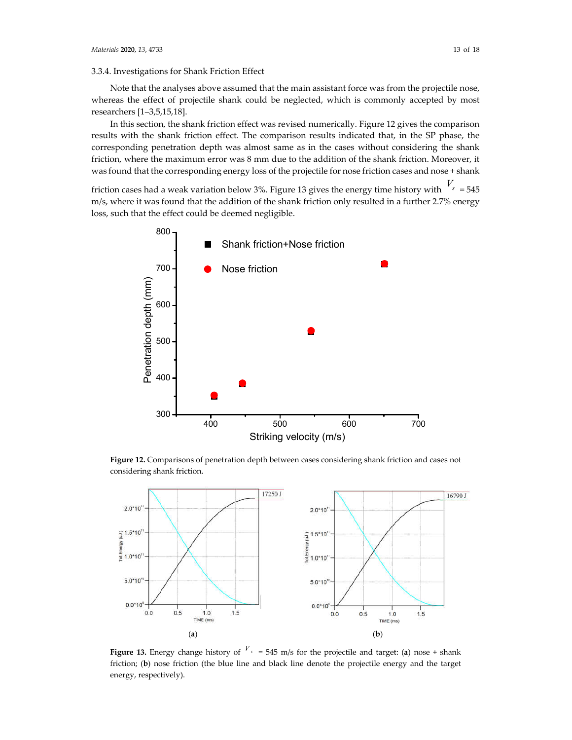### 3.3.4. Investigations for Shank Friction Effect

Note that the analyses above assumed that the main assistant force was from the projectile nose, whereas the effect of projectile shank could be neglected, which is commonly accepted by most researchers [1–3,5,15,18].

In this section, the shank friction effect was revised numerically. Figure 12 gives the comparison results with the shank friction effect. The comparison results indicated that, in the SP phase, the corresponding penetration depth was almost same as in the cases without considering the shank friction, where the maximum error was 8 mm due to the addition of the shank friction. Moreover, it was found that the corresponding energy loss of the projectile for nose friction cases and nose + shank friction cases had a weak variation below 3%. Figure 13 gives the energy time history with $V_s$ = 545 m/s, where it was found that the addition of the shank friction only resulted in a further 2.7% energy loss, such that the effect could be deemed negligible.

**Figure 12.** Comparisons of penetration depth between cases considering shank friction and cases not considering shank friction.

**Figure 13.** Energy change history of $V_s$ = 545 m/s for the projectile and target: (**a**) nose + shank friction; (**b**) nose friction (the blue line and black line denote the projectile energy and the target energy, respectively).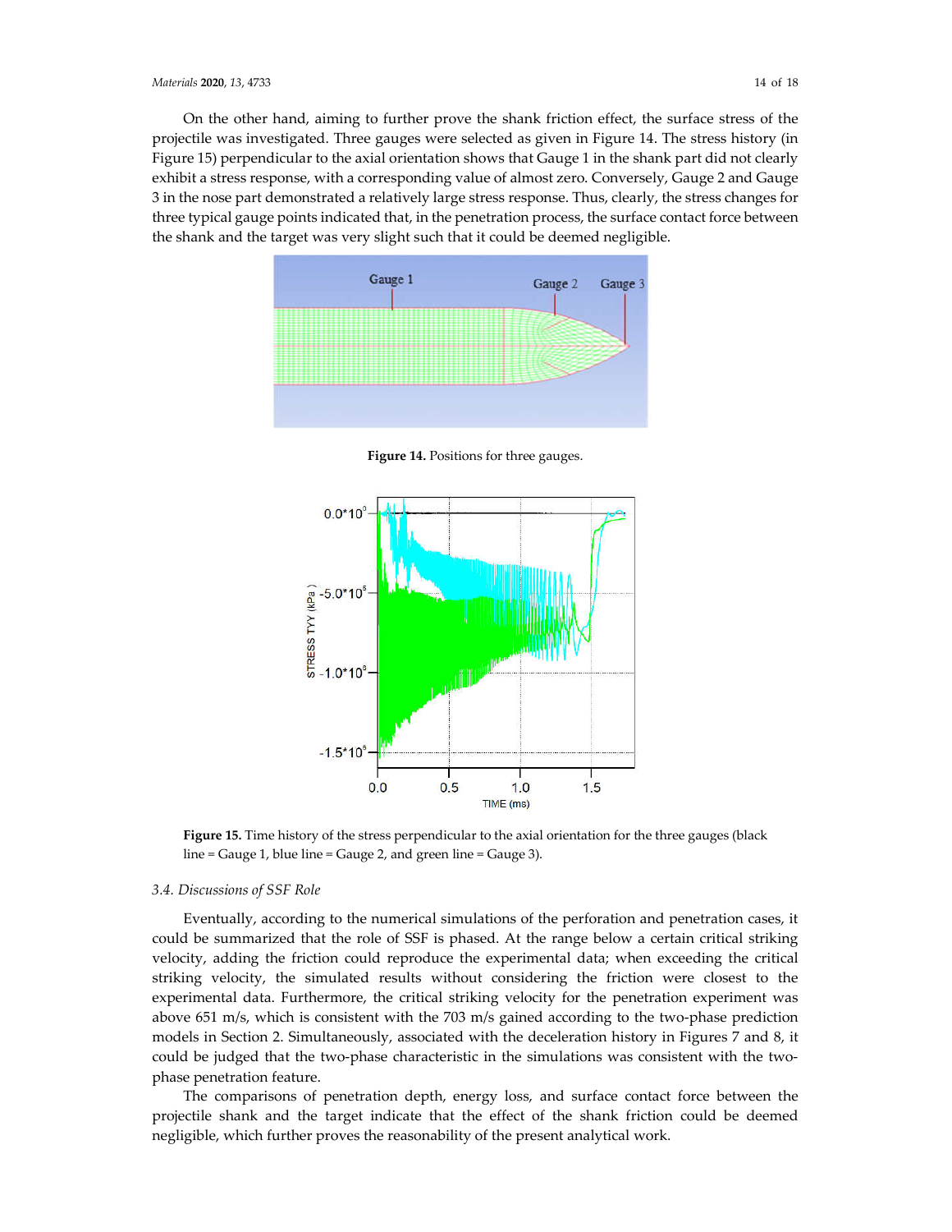On the other hand, aiming to further prove the shank friction effect, the surface stress of the projectile was investigated. Three gauges were selected as given in Figure 14. The stress history (in Figure 15) perpendicular to the axial orientation shows that Gauge 1 in the shank part did not clearly exhibit a stress response, with a corresponding value of almost zero. Conversely, Gauge 2 and Gauge 3 in the nose part demonstrated a relatively large stress response. Thus, clearly, the stress changes for three typical gauge points indicated that, in the penetration process, the surface contact force between the shank and the target was very slight such that it could be deemed negligible.

**Figure 14.** Positions for three gauges.

**Figure 15.** Time history of the stress perpendicular to the axial orientation for the three gauges (black line = Gauge 1, blue line = Gauge 2, and green line = Gauge 3).

### 3.4. Discussions of SSF Role

Eventually, according to the numerical simulations of the perforation and penetration cases, it could be summarized that the role of SSF is phased. At the range below a certain critical striking velocity, adding the friction could reproduce the experimental data; when exceeding the critical striking velocity, the simulated results without considering the friction were closest to the experimental data. Furthermore, the critical striking velocity for the penetration experiment was above 651 m/s, which is consistent with the 703 m/s gained according to the two-phase prediction models in Section 2. Simultaneously, associated with the deceleration history in Figures 7 and 8, it could be judged that the two-phase characteristic in the simulations was consistent with the two-phase penetration feature.

The comparisons of penetration depth, energy loss, and surface contact force between the projectile shank and the target indicate that the effect of the shank friction could be deemed negligible, which further proves the reasonability of the present analytical work.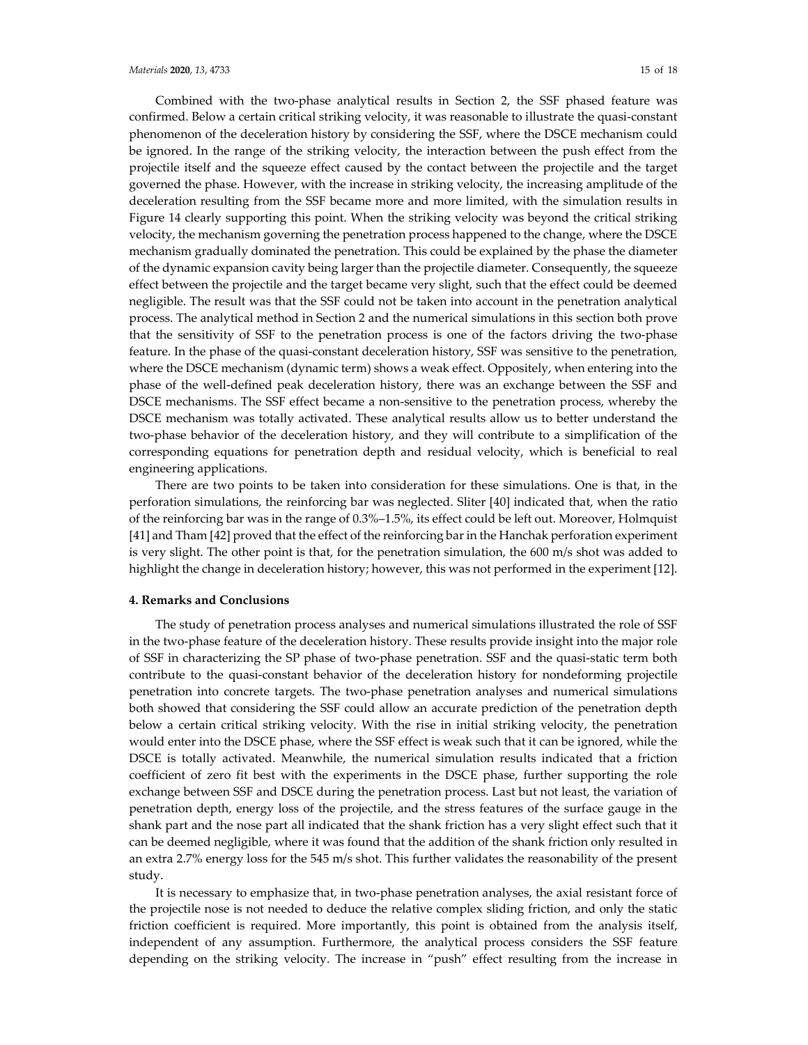Combined with the two-phase analytical results in Section 2, the SSF phased feature was confirmed. Below a certain critical striking velocity, it was reasonable to illustrate the quasi-constant phenomenon of the deceleration history by considering the SSF, where the DSCE mechanism could be ignored. In the range of the striking velocity, the interaction between the push effect from the projectile itself and the squeeze effect caused by the contact between the projectile and the target governed the phase. However, with the increase in striking velocity, the increasing amplitude of the deceleration resulting from the SSF became more and more limited, with the simulation results in Figure 14 clearly supporting this point. When the striking velocity was beyond the critical striking velocity, the mechanism governing the penetration process happened to the change, where the DSCE mechanism gradually dominated the penetration. This could be explained by the phase the diameter of the dynamic expansion cavity being larger than the projectile diameter. Consequently, the squeeze effect between the projectile and the target became very slight, such that the effect could be deemed negligible. The result was that the SSF could not be taken into account in the penetration analytical process. The analytical method in Section 2 and the numerical simulations in this section both prove that the sensitivity of SSF to the penetration process is one of the factors driving the two-phase feature. In the phase of the quasi-constant deceleration history, SSF was sensitive to the penetration, where the DSCE mechanism (dynamic term) shows a weak effect. Oppositely, when entering into the phase of the well-defined peak deceleration history, there was an exchange between the SSF and DSCE mechanisms. The SSF effect became a non-sensitive to the penetration process, whereby the DSCE mechanism was totally activated. These analytical results allow us to better understand the two-phase behavior of the deceleration history, and they will contribute to a simplification of the corresponding equations for penetration depth and residual velocity, which is beneficial to real engineering applications.

There are two points to be taken into consideration for these simulations. One is that, in the perforation simulations, the reinforcing bar was neglected. Sliter [40] indicated that, when the ratio of the reinforcing bar was in the range of 0.3%–1.5%, its effect could be left out. Moreover, Holmquist [41] and Tham [42] proved that the effect of the reinforcing bar in the Hanchak perforation experiment is very slight. The other point is that, for the penetration simulation, the 600 m/s shot was added to highlight the change in deceleration history; however, this was not performed in the experiment [12].

## 4. Remarks and Conclusions

The study of penetration process analyses and numerical simulations illustrated the role of SSF in the two-phase feature of the deceleration history. These results provide insight into the major role of SSF in characterizing the SP phase of two-phase penetration. SSF and the quasi-static term both contribute to the quasi-constant behavior of the deceleration history for nondeforming projectile penetration into concrete targets. The two-phase penetration analyses and numerical simulations both showed that considering the SSF could allow an accurate prediction of the penetration depth below a certain critical striking velocity. With the rise in initial striking velocity, the penetration would enter into the DSCE phase, where the SSF effect is weak such that it can be ignored, while the DSCE is totally activated. Meanwhile, the numerical simulation results indicated that a friction coefficient of zero fit best with the experiments in the DSCE phase, further supporting the role exchange between SSF and DSCE during the penetration process. Last but not least, the variation of penetration depth, energy loss of the projectile, and the stress features of the surface gauge in the shank part and the nose part all indicated that the shank friction has a very slight effect such that it can be deemed negligible, where it was found that the addition of the shank friction only resulted in an extra 2.7% energy loss for the 545 m/s shot. This further validates the reasonability of the present study.

It is necessary to emphasize that, in two-phase penetration analyses, the axial resistant force of the projectile nose is not needed to deduce the relative complex sliding friction, and only the static friction coefficient is required. More importantly, this point is obtained from the analysis itself, independent of any assumption. Furthermore, the analytical process considers the SSF feature depending on the striking velocity. The increase in "push" effect resulting from the increase in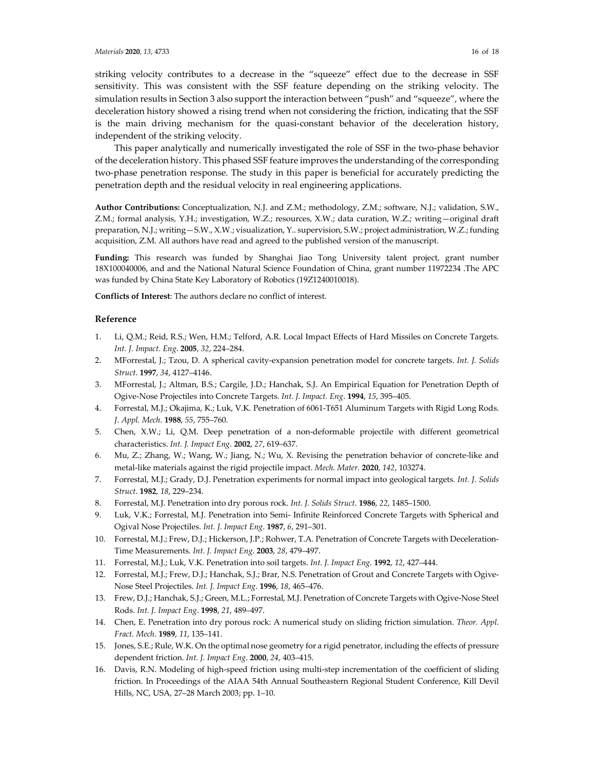striking velocity contributes to a decrease in the "squeeze" effect due to the decrease in SSF sensitivity. This was consistent with the SSF feature depending on the striking velocity. The simulation results in Section 3 also support the interaction between "push" and "squeeze", where the deceleration history showed a rising trend when not considering the friction, indicating that the SSF is the main driving mechanism for the quasi-constant behavior of the deceleration history, independent of the striking velocity.

This paper analytically and numerically investigated the role of SSF in the two-phase behavior of the deceleration history. This phased SSF feature improves the understanding of the corresponding two-phase penetration response. The study in this paper is beneficial for accurately predicting the penetration depth and the residual velocity in real engineering applications.

**Author Contributions:** Conceptualization, N.J. and Z.M.; methodology, Z.M.; software, N.J.; validation, S.W., Z.M.; formal analysis, Y.H.; investigation, W.Z.; resources, X.W.; data curation, W.Z.; writing—original draft preparation, N.J.; writing—S.W., X.W.; visualization, Y.. supervision, S.W.; project administration, W.Z.; funding acquisition, Z.M. All authors have read and agreed to the published version of the manuscript.

**Funding:** This research was funded by Shanghai Jiao Tong University talent project, grant number 18X100040006, and and the National Natural Science Foundation of China, grant number 11972234 .The APC was funded by China State Key Laboratory of Robotics (19Z1240010018).

**Conflicts of Interest**: The authors declare no conflict of interest.

## Reference

1. Li, Q.M.; Reid, R.S.; Wen, H.M.; Telford, A.R. Local Impact Effects of Hard Missiles on Concrete Targets. *Int. J. Impact. Eng*. **2005**, *32*, 224–284.
2. MForrestal, J.; Tzou, D. A spherical cavity-expansion penetration model for concrete targets. *Int. J. Solids Struct*. **1997**, *34*, 4127–4146.
3. MForrestal, J.; Altman, B.S.; Cargile, J.D.; Hanchak, S.J. An Empirical Equation for Penetration Depth of Ogive-Nose Projectiles into Concrete Targets. *Int. J. Impact. Eng*. **1994**, *15*, 395–405.
4. Forrestal, M.J.; Okajima, K.; Luk, V.K. Penetration of 6061-T651 Aluminum Targets with Rigid Long Rods. *J. Appl. Mech.* **1988**, *55*, 755–760.
5. Chen, X.W.; Li, Q.M. Deep penetration of a non-deformable projectile with different geometrical characteristics. *Int. J. Impact Eng*. **2002**, *27*, 619–637.
6. Mu, Z.; Zhang, W.; Wang, W.; Jiang, N.; Wu, X. Revising the penetration behavior of concrete-like and metal-like materials against the rigid projectile impact. *Mech. Mater.* **2020**, *142*, 103274.
7. Forrestal, M.J.; Grady, D.J. Penetration experiments for normal impact into geological targets. *Int. J. Solids Struct*. **1982**, *18*, 229–234.
8. Forrestal, M.J. Penetration into dry porous rock. *Int. J. Solids Struct*. **1986**, *22*, 1485–1500.
9. Luk, V.K.; Forrestal, M.J. Penetration into Semi- Infinite Reinforced Concrete Targets with Spherical and Ogival Nose Projectiles. *Int. J. Impact Eng*. **1987**, *6*, 291–301.
10. Forrestal, M.J.; Frew, D.J.; Hickerson, J.P.; Rohwer, T.A. Penetration of Concrete Targets with Deceleration-Time Measurements. *Int. J. Impact Eng.* **2003**, *28*, 479–497.
11. Forrestal, M.J.; Luk, V.K. Penetration into soil targets. *Int. J. Impact Eng.* **1992**, *12*, 427–444.
12. Forrestal, M.J.; Frew, D.J.; Hanchak, S.J.; Brar, N.S. Penetration of Grout and Concrete Targets with Ogive-Nose Steel Projectiles. *Int. J. Impact Eng*. **1996**, *18*, 465–476.
13. Frew, D.J.; Hanchak, S.J.; Green, M.L.; Forrestal, M.J. Penetration of Concrete Targets with Ogive-Nose Steel Rods. *Int. J. Impact Eng*. **1998**, *21*, 489–497.
14. Chen, E. Penetration into dry porous rock: A numerical study on sliding friction simulation. *Theor. Appl. Fract. Mech*. **1989**, *11*, 135–141.
15. Jones, S.E.; Rule, W.K. On the optimal nose geometry for a rigid penetrator, including the effects of pressure dependent friction. *Int. J. Impact Eng*. **2000**, *24*, 403–415.
16. Davis, R.N. Modeling of high-speed friction using multi-step incrementation of the coefficient of sliding friction. In Proceedings of the AIAA 54th Annual Southeastern Regional Student Conference, Kill Devil Hills, NC, USA, 27–28 March 2003; pp. 1–10.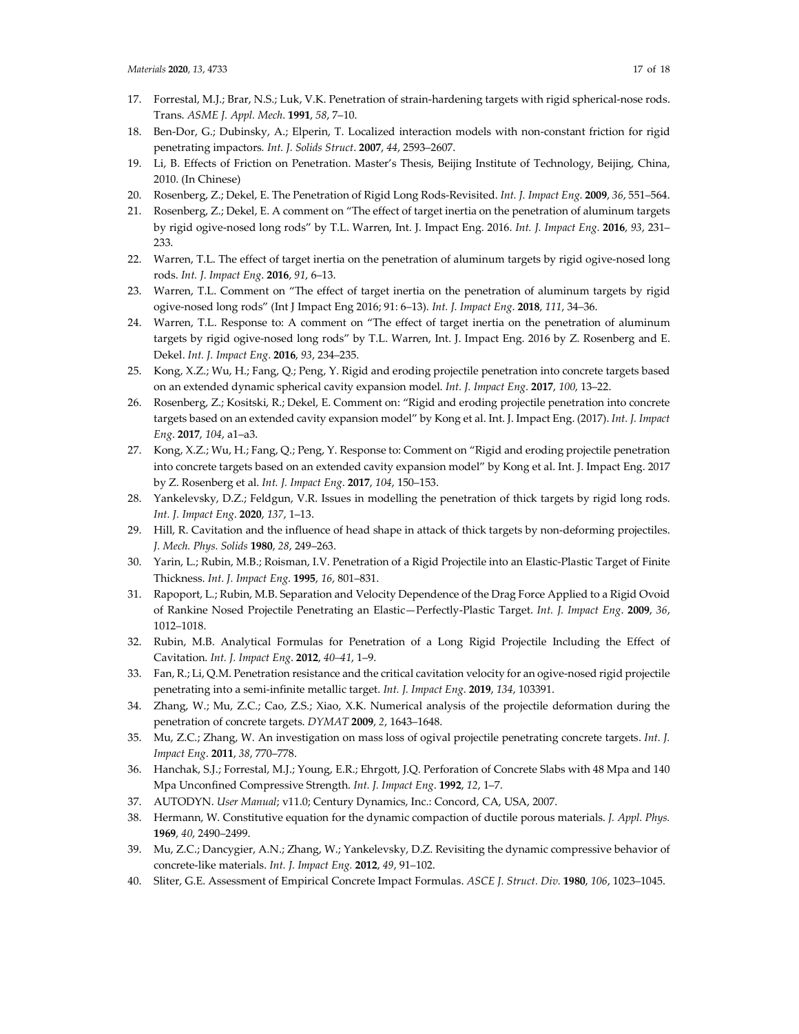17. Forrestal, M.J.; Brar, N.S.; Luk, V.K. Penetration of strain-hardening targets with rigid spherical-nose rods. Trans. *ASME J. Appl. Mech*. **1991**, *58*, 7–10.
18. Ben-Dor, G.; Dubinsky, A.; Elperin, T. Localized interaction models with non-constant friction for rigid penetrating impactors. *Int. J. Solids Struct*. **2007**, *44*, 2593–2607.
19. Li, B. Effects of Friction on Penetration. Master's Thesis, Beijing Institute of Technology, Beijing, China, 2010. (In Chinese)
20. Rosenberg, Z.; Dekel, E. The Penetration of Rigid Long Rods-Revisited. *Int. J. Impact Eng*. **2009**, *36*, 551–564.
21. Rosenberg, Z.; Dekel, E. A comment on "The effect of target inertia on the penetration of aluminum targets by rigid ogive-nosed long rods" by T.L. Warren, Int. J. Impact Eng. 2016. *Int. J. Impact Eng*. **2016**, *93*, 231–233.
22. Warren, T.L. The effect of target inertia on the penetration of aluminum targets by rigid ogive-nosed long rods. *Int. J. Impact Eng*. **2016**, *91*, 6–13.
23. Warren, T.L. Comment on "The effect of target inertia on the penetration of aluminum targets by rigid ogive-nosed long rods" (Int J Impact Eng 2016; 91: 6–13). *Int. J. Impact Eng*. **2018**, *111*, 34–36.
24. Warren, T.L. Response to: A comment on "The effect of target inertia on the penetration of aluminum targets by rigid ogive-nosed long rods" by T.L. Warren, Int. J. Impact Eng. 2016 by Z. Rosenberg and E. Dekel. *Int. J. Impact Eng*. **2016**, *93*, 234–235.
25. Kong, X.Z.; Wu, H.; Fang, Q.; Peng, Y. Rigid and eroding projectile penetration into concrete targets based on an extended dynamic spherical cavity expansion model. *Int. J. Impact Eng*. **2017**, *100*, 13–22.
26. Rosenberg, Z.; Kositski, R.; Dekel, E. Comment on: "Rigid and eroding projectile penetration into concrete targets based on an extended cavity expansion model" by Kong et al. Int. J. Impact Eng. (2017). *Int. J. Impact Eng*. **2017**, *104*, a1–a3.
27. Kong, X.Z.; Wu, H.; Fang, Q.; Peng, Y. Response to: Comment on "Rigid and eroding projectile penetration into concrete targets based on an extended cavity expansion model" by Kong et al. Int. J. Impact Eng. 2017 by Z. Rosenberg et al. *Int. J. Impact Eng*. **2017**, *104*, 150–153.
28. Yankelevsky, D.Z.; Feldgun, V.R. Issues in modelling the penetration of thick targets by rigid long rods. *Int. J. Impact Eng*. **2020**, *137*, 1–13.
29. Hill, R. Cavitation and the influence of head shape in attack of thick targets by non-deforming projectiles. *J. Mech. Phys. Solids* **1980**, *28*, 249–263.
30. Yarin, L.; Rubin, M.B.; Roisman, I.V. Penetration of a Rigid Projectile into an Elastic-Plastic Target of Finite Thickness. *Int. J. Impact Eng*. **1995**, *16*, 801–831.
31. Rapoport, L.; Rubin, M.B. Separation and Velocity Dependence of the Drag Force Applied to a Rigid Ovoid of Rankine Nosed Projectile Penetrating an Elastic—Perfectly-Plastic Target. *Int. J. Impact Eng*. **2009**, *36*, 1012–1018.
32. Rubin, M.B. Analytical Formulas for Penetration of a Long Rigid Projectile Including the Effect of Cavitation. *Int. J. Impact Eng*. **2012**, *40–41*, 1–9.
33. Fan, R.; Li, Q.M. Penetration resistance and the critical cavitation velocity for an ogive-nosed rigid projectile penetrating into a semi-infinite metallic target. *Int. J. Impact Eng*. **2019**, *134*, 103391.
34. Zhang, W.; Mu, Z.C.; Cao, Z.S.; Xiao, X.K. Numerical analysis of the projectile deformation during the penetration of concrete targets. *DYMAT* **2009**, *2*, 1643–1648.
35. Mu, Z.C.; Zhang, W. An investigation on mass loss of ogival projectile penetrating concrete targets. *Int. J. Impact Eng*. **2011**, *38*, 770–778.
36. Hanchak, S.J.; Forrestal, M.J.; Young, E.R.; Ehrgott, J.Q. Perforation of Concrete Slabs with 48 Mpa and 140 Mpa Unconfined Compressive Strength. *Int. J. Impact Eng*. **1992**, *12*, 1–7.
37. AUTODYN. *User Manual*; v11.0; Century Dynamics, Inc.: Concord, CA, USA, 2007.
38. Hermann, W. Constitutive equation for the dynamic compaction of ductile porous materials. *J. Appl. Phys.* **1969**, *40*, 2490–2499.
39. Mu, Z.C.; Dancygier, A.N.; Zhang, W.; Yankelevsky, D.Z. Revisiting the dynamic compressive behavior of concrete-like materials. *Int. J. Impact Eng.* **2012**, *49*, 91–102.
40. Sliter, G.E. Assessment of Empirical Concrete Impact Formulas. *ASCE J. Struct. Div.* **1980**, *106*, 1023–1045.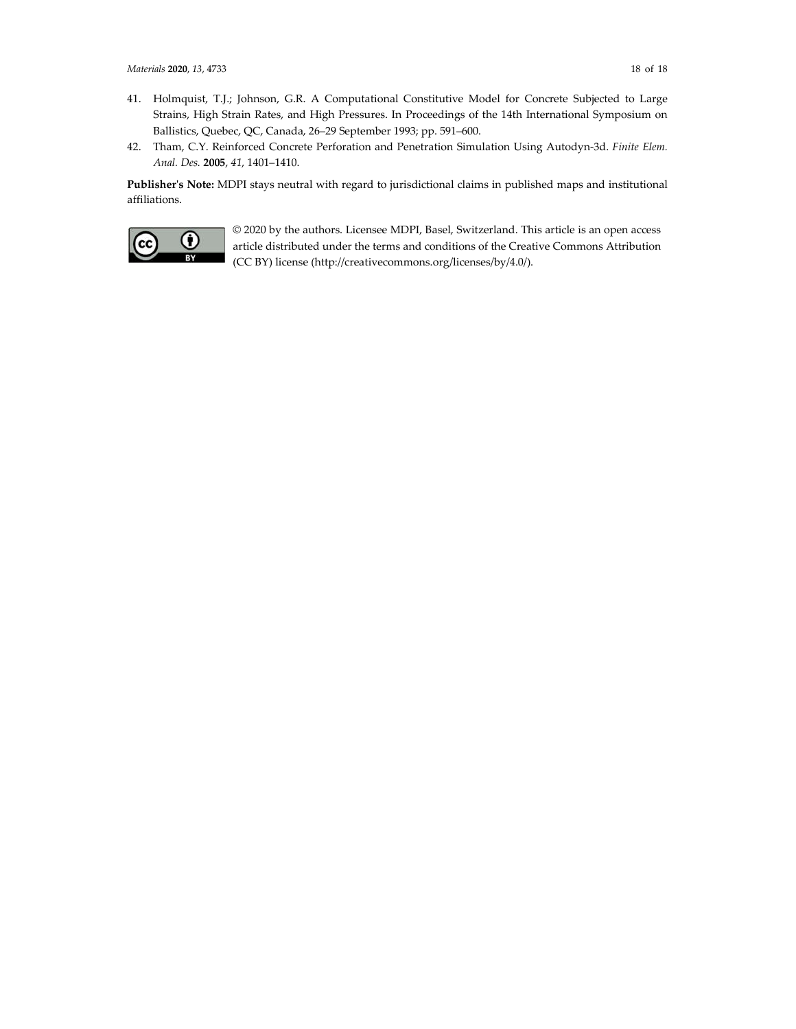41. Holmquist, T.J.; Johnson, G.R. A Computational Constitutive Model for Concrete Subjected to Large Strains, High Strain Rates, and High Pressures. In Proceedings of the 14th International Symposium on Ballistics, Quebec, QC, Canada, 26–29 September 1993; pp. 591–600.
42. Tham, C.Y. Reinforced Concrete Perforation and Penetration Simulation Using Autodyn-3d. *Finite Elem. Anal. Des.* **2005**, *41*, 1401–1410.

**Publisher's Note:** MDPI stays neutral with regard to jurisdictional claims in published maps and institutional affiliations.

© 2020 by the authors. Licensee MDPI, Basel, Switzerland. This article is an open access article distributed under the terms and conditions of the Creative Commons Attribution (CC BY) license (http://creativecommons.org/licenses/by/4.0/).